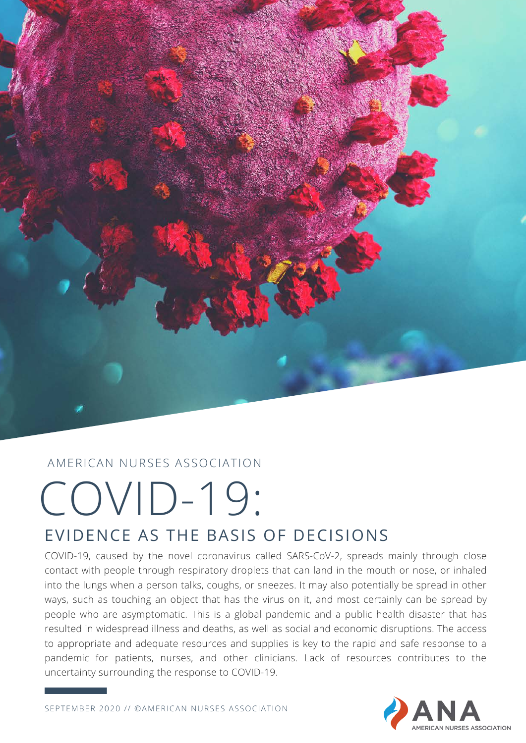AMERICAN NURSES ASSOCIATION

# COVID-19:

## EVIDENCE AS THE BASIS OF DECISIONS

COVID-19, caused by the novel coronavirus called SARS-CoV-2, spreads mainly through close contact with people through respiratory droplets that can land in the mouth or nose, or inhaled into the lungs when a person talks, coughs, or sneezes. It may also potentially be spread in other ways, such as touching an object that has the virus on it, and most certainly can be spread by people who are asymptomatic. This is a global pandemic and a public health disaster that has resulted in widespread illness and deaths, as well as social and economic disruptions. The access to appropriate and adequate resources and supplies is key to the rapid and safe response to a pandemic for patients, nurses, and other clinicians. Lack of resources contributes to the uncertainty surrounding the response to COVID-19.

SEPTEMBER 2020 // ©AMERICAN NURSES ASSOCIATION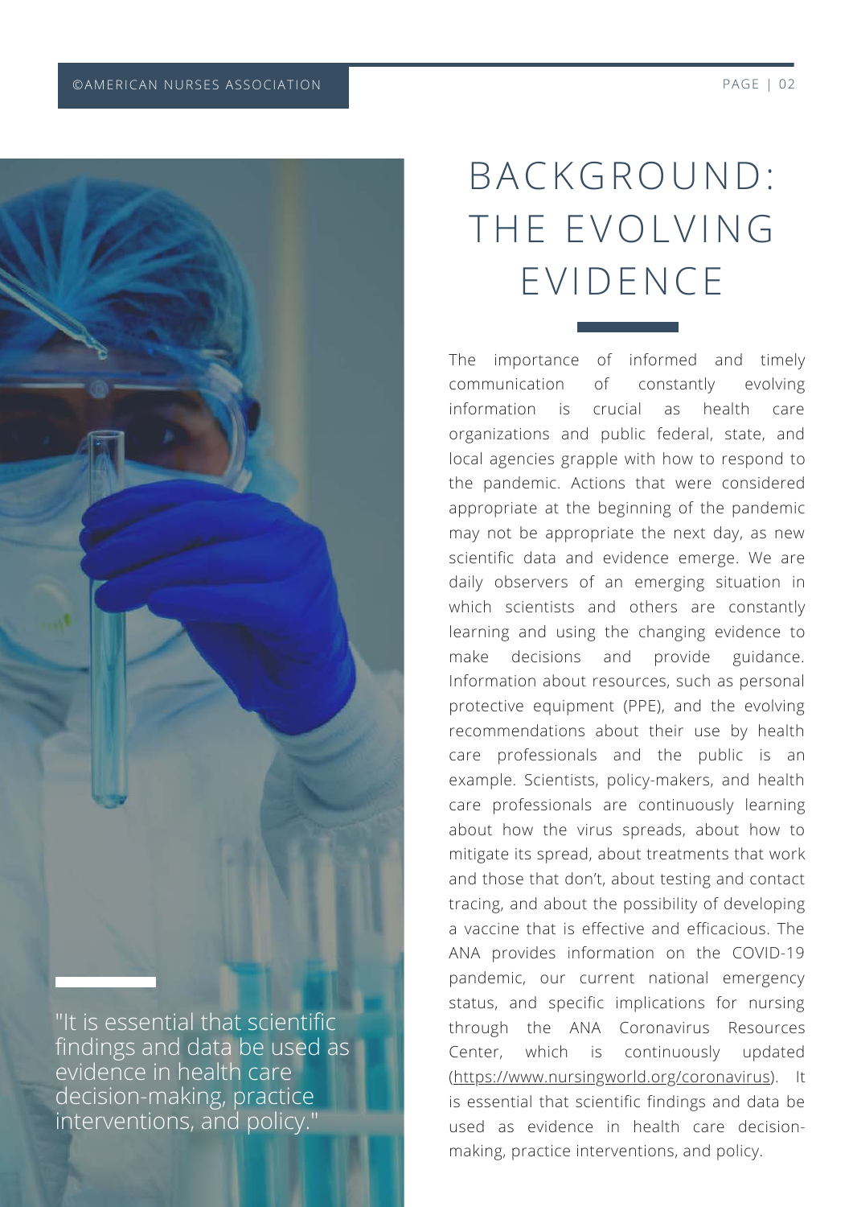# BACKGROUND: THE EVOLVING EVIDENCE

"It is essential that scientific findings and data be used as evidence in health care decision-making, practice interventions, and policy."

The importance of informed and timely communication of constantly evolving information is crucial as health care organizations and public federal, state, and local agencies grapple with how to respond to the pandemic. Actions that were considered appropriate at the beginning of the pandemic may not be appropriate the next day, as new scientific data and evidence emerge. We are daily observers of an emerging situation in which scientists and others are constantly learning and using the changing evidence to make decisions and provide guidance. Information about resources, such as personal protective equipment (PPE), and the evolving recommendations about their use by health care professionals and the public is an example. Scientists, policy-makers, and health care professionals are continuously learning about how the virus spreads, about how to mitigate its spread, about treatments that work and those that don't, about testing and contact tracing, and about the possibility of developing a vaccine that is effective and efficacious. The ANA provides information on the COVID-19 pandemic, our current national emergency status, and specific implications for nursing through the ANA Coronavirus Resources Center, which is continuously updated (https://www.nursingworld.org/coronavirus). It is essential that scientific findings and data be used as evidence in health care decision-making, practice interventions, and policy.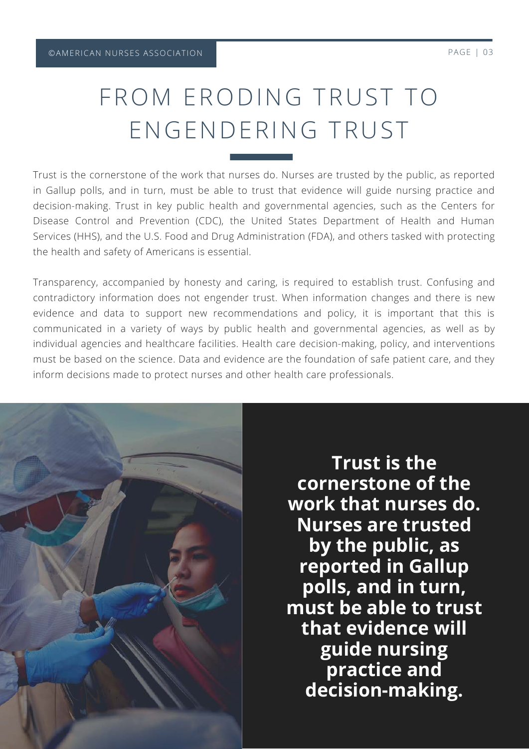# FROM ERODING TRUST TO ENGENDERING TRUST

Trust is the cornerstone of the work that nurses do. Nurses are trusted by the public, as reported in Gallup polls, and in turn, must be able to trust that evidence will guide nursing practice and decision-making. Trust in key public health and governmental agencies, such as the Centers for Disease Control and Prevention (CDC), the United States Department of Health and Human Services (HHS), and the U.S. Food and Drug Administration (FDA), and others tasked with protecting the health and safety of Americans is essential.

Transparency, accompanied by honesty and caring, is required to establish trust. Confusing and contradictory information does not engender trust. When information changes and there is new evidence and data to support new recommendations and policy, it is important that this is communicated in a variety of ways by public health and governmental agencies, as well as by individual agencies and healthcare facilities. Health care decision-making, policy, and interventions must be based on the science. Data and evidence are the foundation of safe patient care, and they inform decisions made to protect nurses and other health care professionals.

**Trust is the cornerstone of the work that nurses do. Nurses are trusted by the public, as reported in Gallup polls, and in turn, must be able to trust that evidence will guide nursing practice and decision-making.**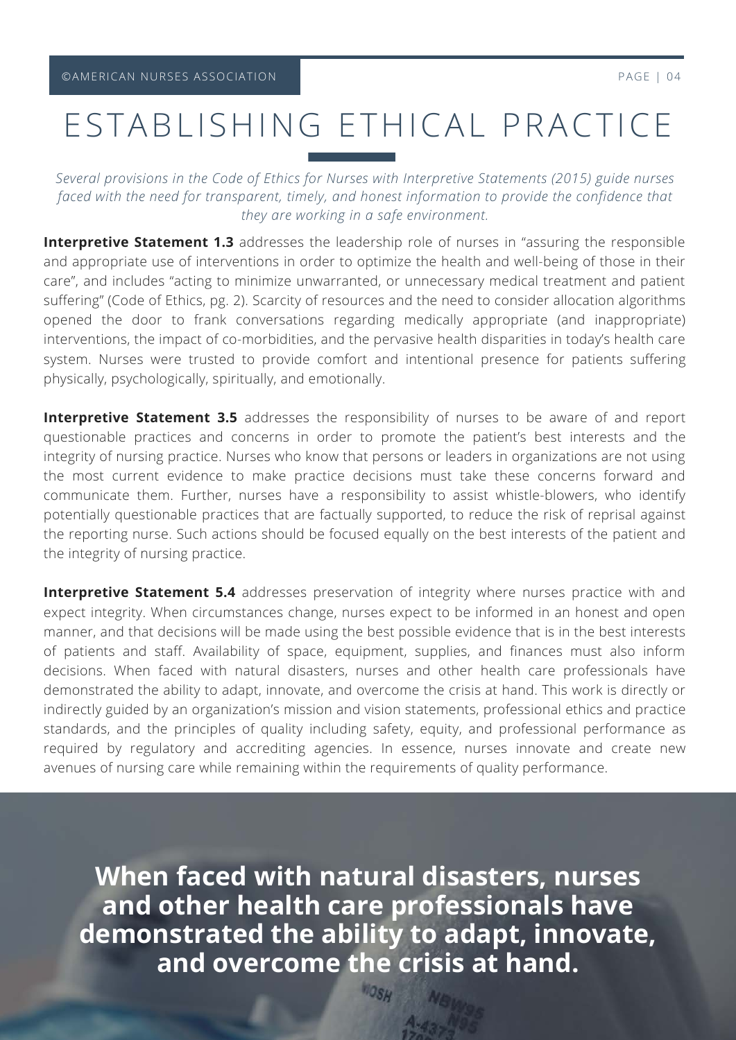# ESTABLISHING ETHICAL PRACTICE

*Several provisions in the Code of Ethics for Nurses with Interpretive Statements (2015) guide nurses faced with the need for transparent, timely, and honest information to provide the confidence that they are working in a safe environment.*

**Interpretive Statement 1.3** addresses the leadership role of nurses in "assuring the responsible and appropriate use of interventions in order to optimize the health and well-being of those in their care", and includes "acting to minimize unwarranted, or unnecessary medical treatment and patient suffering" (Code of Ethics, pg. 2). Scarcity of resources and the need to consider allocation algorithms opened the door to frank conversations regarding medically appropriate (and inappropriate) interventions, the impact of co-morbidities, and the pervasive health disparities in today's health care system. Nurses were trusted to provide comfort and intentional presence for patients suffering physically, psychologically, spiritually, and emotionally.

**Interpretive Statement 3.5** addresses the responsibility of nurses to be aware of and report questionable practices and concerns in order to promote the patient's best interests and the integrity of nursing practice. Nurses who know that persons or leaders in organizations are not using the most current evidence to make practice decisions must take these concerns forward and communicate them. Further, nurses have a responsibility to assist whistle-blowers, who identify potentially questionable practices that are factually supported, to reduce the risk of reprisal against the reporting nurse. Such actions should be focused equally on the best interests of the patient and the integrity of nursing practice.

**Interpretive Statement 5.4** addresses preservation of integrity where nurses practice with and expect integrity. When circumstances change, nurses expect to be informed in an honest and open manner, and that decisions will be made using the best possible evidence that is in the best interests of patients and staff. Availability of space, equipment, supplies, and finances must also inform decisions. When faced with natural disasters, nurses and other health care professionals have demonstrated the ability to adapt, innovate, and overcome the crisis at hand. This work is directly or indirectly guided by an organization's mission and vision statements, professional ethics and practice standards, and the principles of quality including safety, equity, and professional performance as required by regulatory and accrediting agencies. In essence, nurses innovate and create new avenues of nursing care while remaining within the requirements of quality performance.

**When faced with natural disasters, nurses and other health care professionals have demonstrated the ability to adapt, innovate, and overcome the crisis at hand.**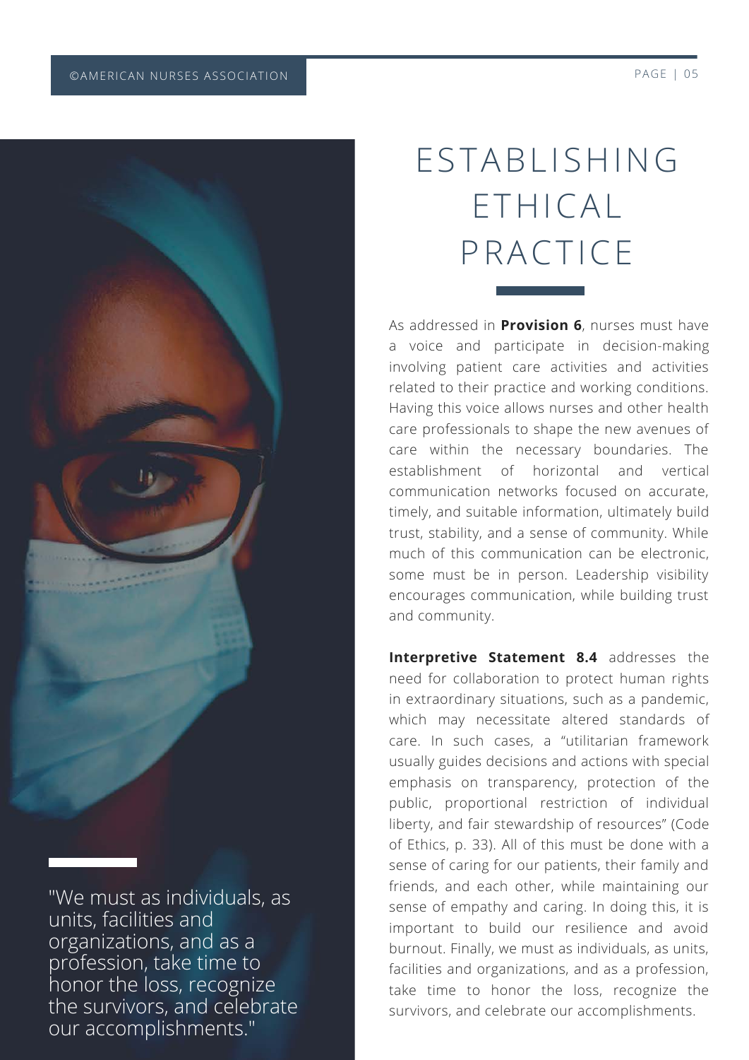# ESTABLISHING ETHICAL PRACTICE

"We must as individuals, as units, facilities and organizations, and as a profession, take time to honor the loss, recognize the survivors, and celebrate our accomplishments."

As addressed in **Provision 6**, nurses must have a voice and participate in decision-making involving patient care activities and activities related to their practice and working conditions. Having this voice allows nurses and other health care professionals to shape the new avenues of care within the necessary boundaries. The establishment of horizontal and vertical communication networks focused on accurate, timely, and suitable information, ultimately build trust, stability, and a sense of community. While much of this communication can be electronic, some must be in person. Leadership visibility encourages communication, while building trust and community.

**Interpretive Statement 8.4** addresses the need for collaboration to protect human rights in extraordinary situations, such as a pandemic, which may necessitate altered standards of care. In such cases, a "utilitarian framework usually guides decisions and actions with special emphasis on transparency, protection of the public, proportional restriction of individual liberty, and fair stewardship of resources" (Code of Ethics, p. 33). All of this must be done with a sense of caring for our patients, their family and friends, and each other, while maintaining our sense of empathy and caring. In doing this, it is important to build our resilience and avoid burnout. Finally, we must as individuals, as units, facilities and organizations, and as a profession, take time to honor the loss, recognize the survivors, and celebrate our accomplishments.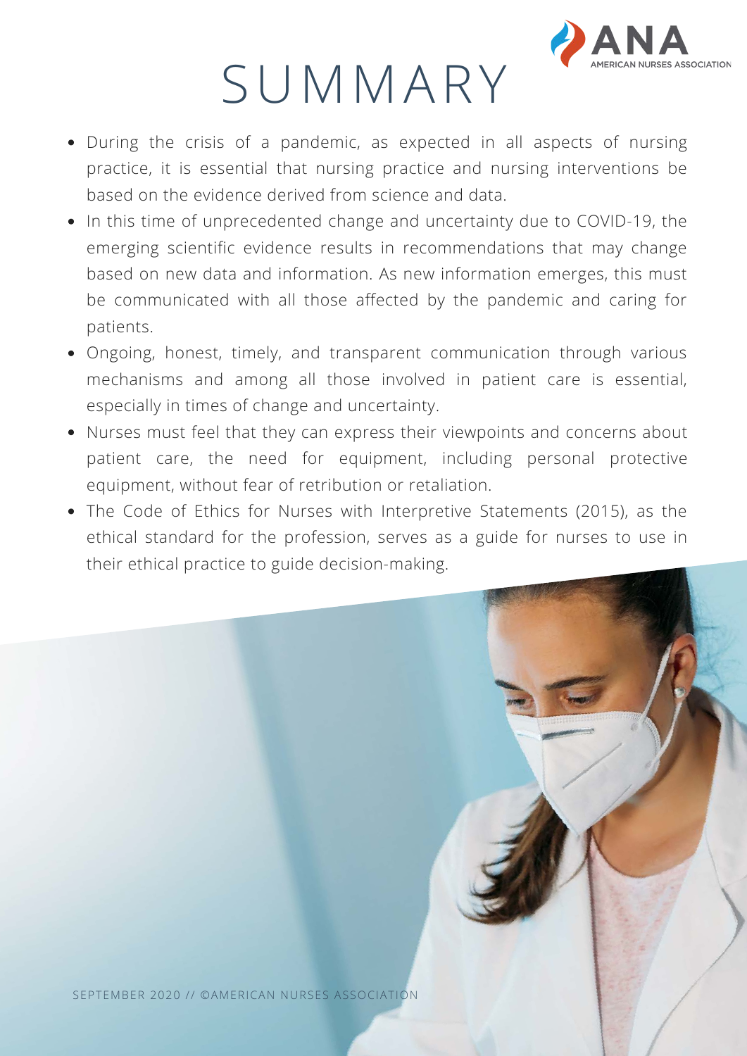# SUMMARY

- During the crisis of a pandemic, as expected in all aspects of nursing practice, it is essential that nursing practice and nursing interventions be based on the evidence derived from science and data.
- In this time of unprecedented change and uncertainty due to COVID-19, the emerging scientific evidence results in recommendations that may change based on new data and information. As new information emerges, this must be communicated with all those affected by the pandemic and caring for patients.
- Ongoing, honest, timely, and transparent communication through various mechanisms and among all those involved in patient care is essential, especially in times of change and uncertainty.
- Nurses must feel that they can express their viewpoints and concerns about patient care, the need for equipment, including personal protective equipment, without fear of retribution or retaliation.
- The Code of Ethics for Nurses with Interpretive Statements (2015), as the ethical standard for the profession, serves as a guide for nurses to use in their ethical practice to guide decision-making.